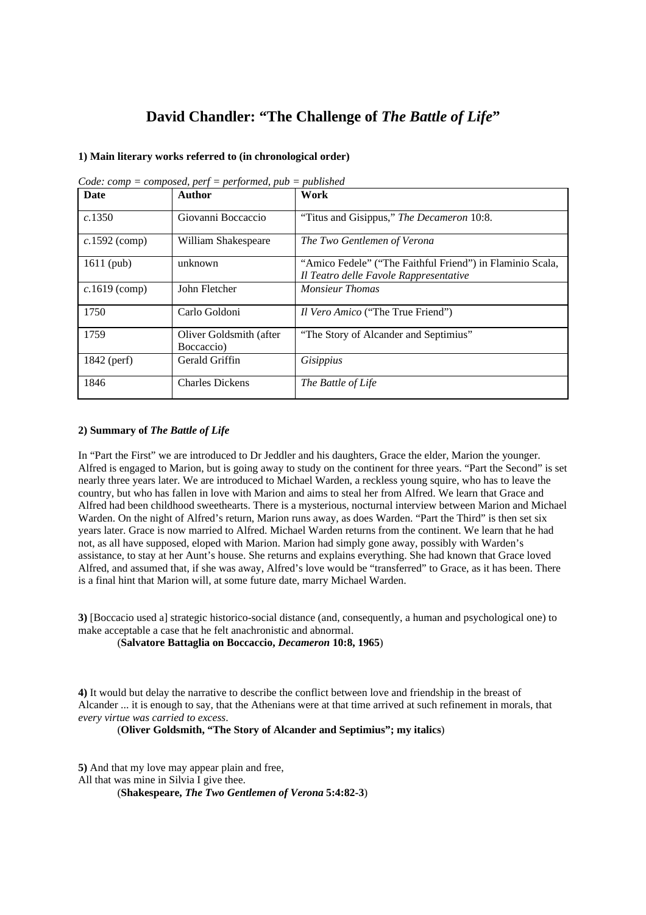# David Chandler: "The Challenge of *The Battle of Life*"

**1) Main literary works referred to (in chronological order)**

*Code: comp = composed, perf = performed, pub = published*

| Date | Author | Work |
|---|---|---|
| *c.*1350 | Giovanni Boccaccio | "Titus and Gisippus," *The Decameron* 10:8. |
| *c.*1592 (comp) | William Shakespeare | *The Two Gentlemen of Verona* |
| 1611 (pub) | unknown | "Amico Fedele" ("The Faithful Friend") in Flaminio Scala, *Il Teatro delle Favole Rappresentative* |
| *c.*1619 (comp) | John Fletcher | *Monsieur Thomas* |
| 1750 | Carlo Goldoni | *Il Vero Amico* ("The True Friend") |
| 1759 | Oliver Goldsmith (after Boccaccio) | "The Story of Alcander and Septimius" |
| 1842 (perf) | Gerald Griffin | *Gisippius* |
| 1846 | Charles Dickens | *The Battle of Life* |

**2) Summary of *The Battle of Life***

In "Part the First" we are introduced to Dr Jeddler and his daughters, Grace the elder, Marion the younger. Alfred is engaged to Marion, but is going away to study on the continent for three years. "Part the Second" is set nearly three years later. We are introduced to Michael Warden, a reckless young squire, who has to leave the country, but who has fallen in love with Marion and aims to steal her from Alfred. We learn that Grace and Alfred had been childhood sweethearts. There is a mysterious, nocturnal interview between Marion and Michael Warden. On the night of Alfred's return, Marion runs away, as does Warden. "Part the Third" is then set six years later. Grace is now married to Alfred. Michael Warden returns from the continent. We learn that he had not, as all have supposed, eloped with Marion. Marion had simply gone away, possibly with Warden's assistance, to stay at her Aunt's house. She returns and explains everything. She had known that Grace loved Alfred, and assumed that, if she was away, Alfred's love would be "transferred" to Grace, as it has been. There is a final hint that Marion will, at some future date, marry Michael Warden.

**3)** [Boccacio used a] strategic historico-social distance (and, consequently, a human and psychological one) to make acceptable a case that he felt anachronistic and abnormal.

(**Salvatore Battaglia on Boccaccio, *Decameron* 10:8, 1965**)

**4)** It would but delay the narrative to describe the conflict between love and friendship in the breast of Alcander ... it is enough to say, that the Athenians were at that time arrived at such refinement in morals, that *every virtue was carried to excess*.

(**Oliver Goldsmith, "The Story of Alcander and Septimius"; my italics**)

**5)** And that my love may appear plain and free,
All that was mine in Silvia I give thee.

(**Shakespeare, *The Two Gentlemen of Verona* 5:4:82-3**)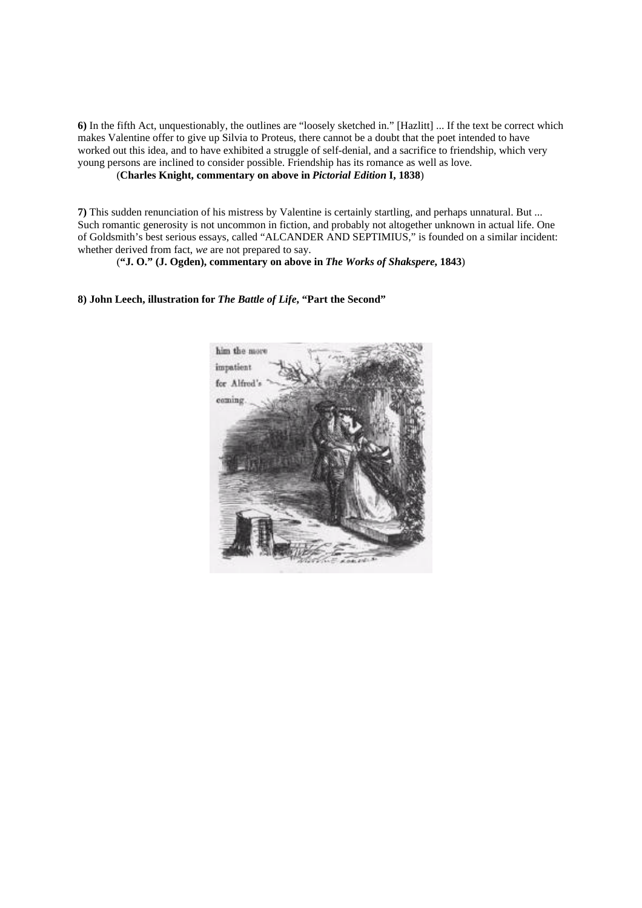**6)** In the fifth Act, unquestionably, the outlines are "loosely sketched in." [Hazlitt] ... If the text be correct which makes Valentine offer to give up Silvia to Proteus, there cannot be a doubt that the poet intended to have worked out this idea, and to have exhibited a struggle of self-denial, and a sacrifice to friendship, which very young persons are inclined to consider possible. Friendship has its romance as well as love.

(**Charles Knight, commentary on above in *Pictorial Edition* I, 1838**)

**7)** This sudden renunciation of his mistress by Valentine is certainly startling, and perhaps unnatural. But ... Such romantic generosity is not uncommon in fiction, and probably not altogether unknown in actual life. One of Goldsmith's best serious essays, called "ALCANDER AND SEPTIMIUS," is founded on a similar incident: whether derived from fact, *we* are not prepared to say.

(**"J. O." (J. Ogden), commentary on above in *The Works of Shakspere*, 1843**)

**8) John Leech, illustration for *The Battle of Life*, "Part the Second"**

him the more impatient for Alfred's coming.